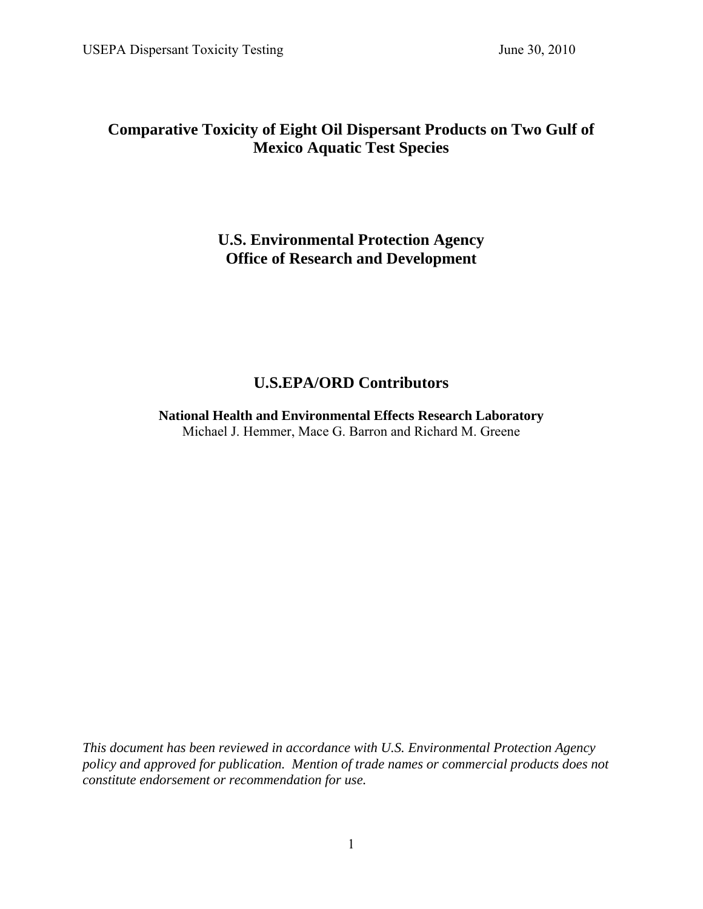# Comparative Toxicity of Eight Oil Dispersant Products on Two Gulf of Mexico Aquatic Test Species

## U.S. Environmental Protection Agency
## Office of Research and Development

## U.S.EPA/ORD Contributors

**National Health and Environmental Effects Research Laboratory**
Michael J. Hemmer, Mace G. Barron and Richard M. Greene

*This document has been reviewed in accordance with U.S. Environmental Protection Agency policy and approved for publication. Mention of trade names or commercial products does not constitute endorsement or recommendation for use.*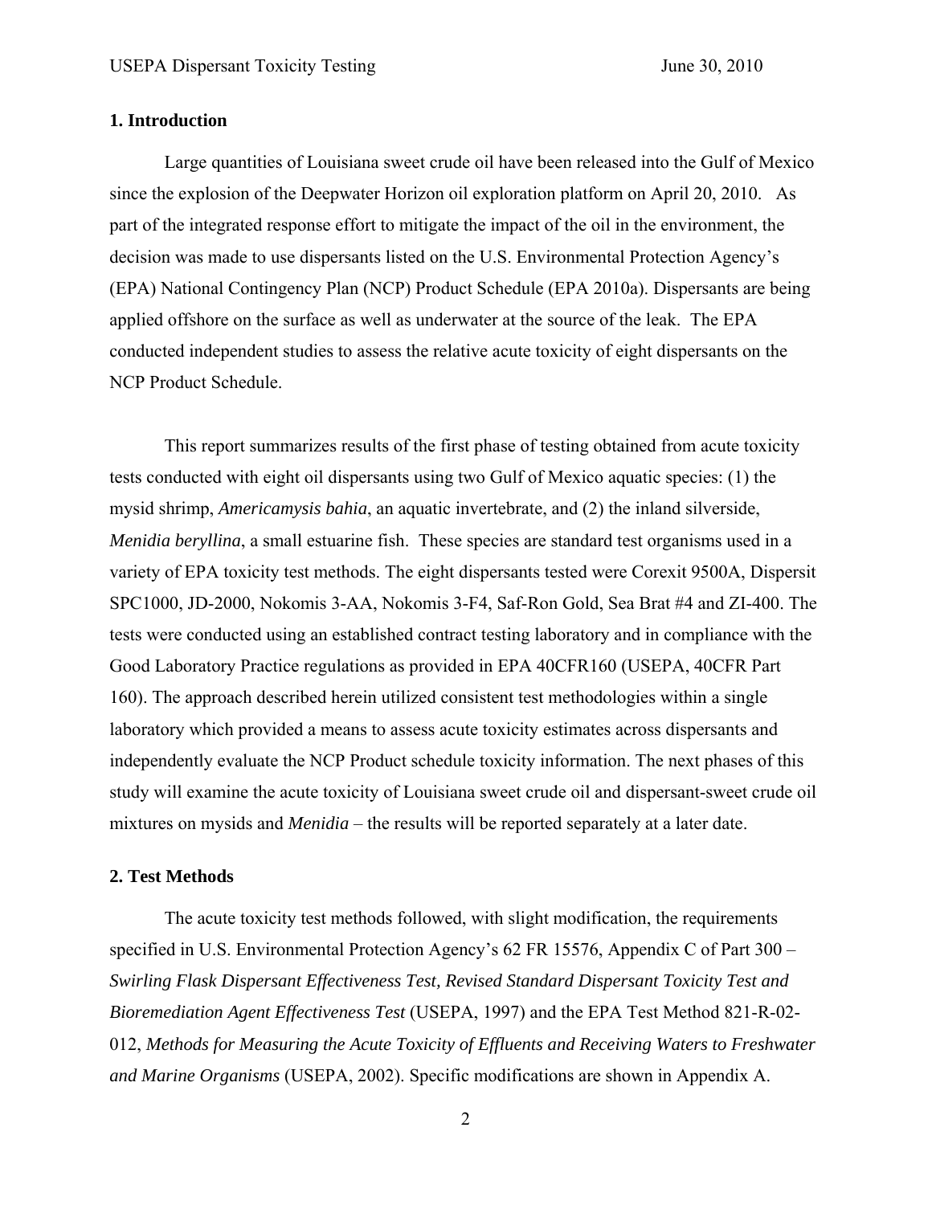## 1. Introduction

Large quantities of Louisiana sweet crude oil have been released into the Gulf of Mexico since the explosion of the Deepwater Horizon oil exploration platform on April 20, 2010. As part of the integrated response effort to mitigate the impact of the oil in the environment, the decision was made to use dispersants listed on the U.S. Environmental Protection Agency's (EPA) National Contingency Plan (NCP) Product Schedule (EPA 2010a). Dispersants are being applied offshore on the surface as well as underwater at the source of the leak. The EPA conducted independent studies to assess the relative acute toxicity of eight dispersants on the NCP Product Schedule.

This report summarizes results of the first phase of testing obtained from acute toxicity tests conducted with eight oil dispersants using two Gulf of Mexico aquatic species: (1) the mysid shrimp, *Americamysis bahia*, an aquatic invertebrate, and (2) the inland silverside, *Menidia beryllina*, a small estuarine fish. These species are standard test organisms used in a variety of EPA toxicity test methods. The eight dispersants tested were Corexit 9500A, Dispersit SPC1000, JD-2000, Nokomis 3-AA, Nokomis 3-F4, Saf-Ron Gold, Sea Brat #4 and ZI-400. The tests were conducted using an established contract testing laboratory and in compliance with the Good Laboratory Practice regulations as provided in EPA 40CFR160 (USEPA, 40CFR Part 160). The approach described herein utilized consistent test methodologies within a single laboratory which provided a means to assess acute toxicity estimates across dispersants and independently evaluate the NCP Product schedule toxicity information. The next phases of this study will examine the acute toxicity of Louisiana sweet crude oil and dispersant-sweet crude oil mixtures on mysids and *Menidia* – the results will be reported separately at a later date.

## 2. Test Methods

The acute toxicity test methods followed, with slight modification, the requirements specified in U.S. Environmental Protection Agency's 62 FR 15576, Appendix C of Part 300 – *Swirling Flask Dispersant Effectiveness Test, Revised Standard Dispersant Toxicity Test and Bioremediation Agent Effectiveness Test* (USEPA, 1997) and the EPA Test Method 821-R-02-012, *Methods for Measuring the Acute Toxicity of Effluents and Receiving Waters to Freshwater and Marine Organisms* (USEPA, 2002). Specific modifications are shown in Appendix A.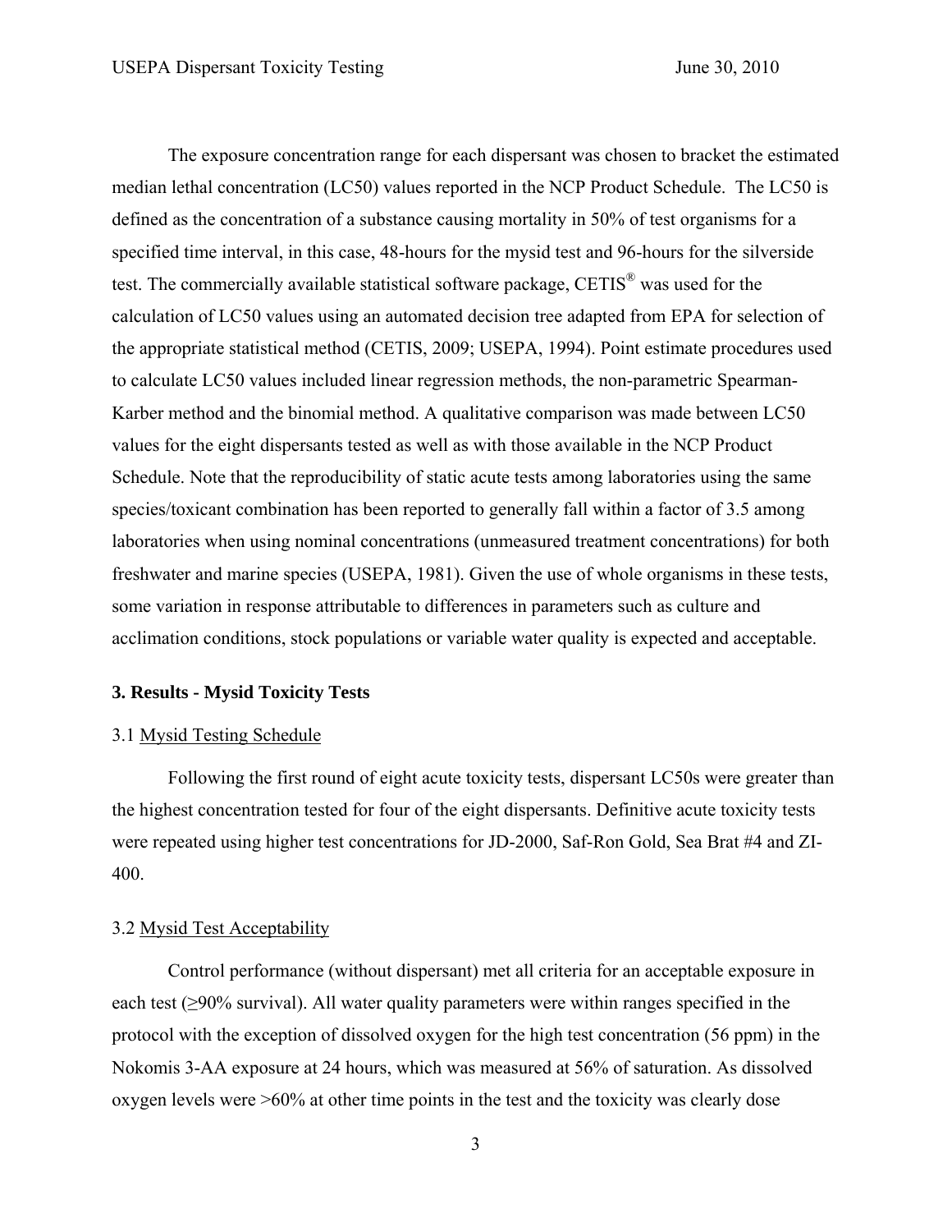The exposure concentration range for each dispersant was chosen to bracket the estimated median lethal concentration (LC50) values reported in the NCP Product Schedule. The LC50 is defined as the concentration of a substance causing mortality in 50% of test organisms for a specified time interval, in this case, 48-hours for the mysid test and 96-hours for the silverside test. The commercially available statistical software package, CETIS® was used for the calculation of LC50 values using an automated decision tree adapted from EPA for selection of the appropriate statistical method (CETIS, 2009; USEPA, 1994). Point estimate procedures used to calculate LC50 values included linear regression methods, the non-parametric Spearman-Karber method and the binomial method. A qualitative comparison was made between LC50 values for the eight dispersants tested as well as with those available in the NCP Product Schedule. Note that the reproducibility of static acute tests among laboratories using the same species/toxicant combination has been reported to generally fall within a factor of 3.5 among laboratories when using nominal concentrations (unmeasured treatment concentrations) for both freshwater and marine species (USEPA, 1981). Given the use of whole organisms in these tests, some variation in response attributable to differences in parameters such as culture and acclimation conditions, stock populations or variable water quality is expected and acceptable.

## 3. Results - Mysid Toxicity Tests

### 3.1 Mysid Testing Schedule

Following the first round of eight acute toxicity tests, dispersant LC50s were greater than the highest concentration tested for four of the eight dispersants. Definitive acute toxicity tests were repeated using higher test concentrations for JD-2000, Saf-Ron Gold, Sea Brat #4 and ZI-400.

### 3.2 Mysid Test Acceptability

Control performance (without dispersant) met all criteria for an acceptable exposure in each test (≥90% survival). All water quality parameters were within ranges specified in the protocol with the exception of dissolved oxygen for the high test concentration (56 ppm) in the Nokomis 3-AA exposure at 24 hours, which was measured at 56% of saturation. As dissolved oxygen levels were >60% at other time points in the test and the toxicity was clearly dose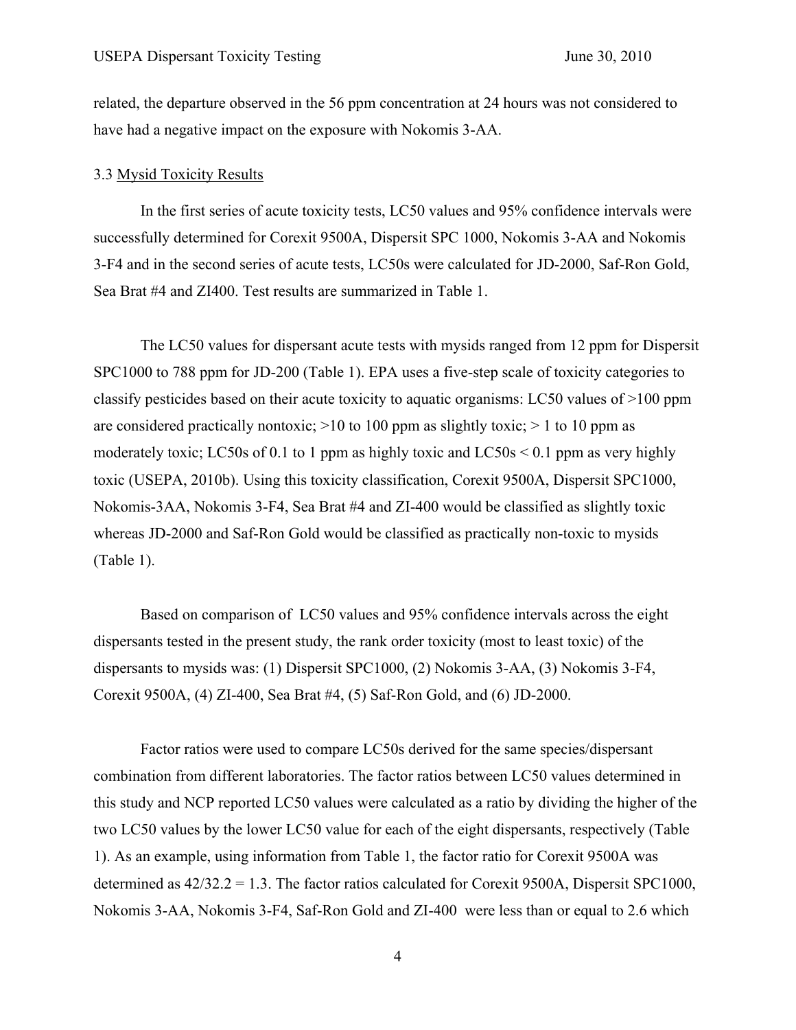related, the departure observed in the 56 ppm concentration at 24 hours was not considered to have had a negative impact on the exposure with Nokomis 3-AA.

### 3.3 Mysid Toxicity Results

In the first series of acute toxicity tests, LC50 values and 95% confidence intervals were successfully determined for Corexit 9500A, Dispersit SPC 1000, Nokomis 3-AA and Nokomis 3-F4 and in the second series of acute tests, LC50s were calculated for JD-2000, Saf-Ron Gold, Sea Brat #4 and ZI400. Test results are summarized in Table 1.

The LC50 values for dispersant acute tests with mysids ranged from 12 ppm for Dispersit SPC1000 to 788 ppm for JD-200 (Table 1). EPA uses a five-step scale of toxicity categories to classify pesticides based on their acute toxicity to aquatic organisms: LC50 values of >100 ppm are considered practically nontoxic; >10 to 100 ppm as slightly toxic; > 1 to 10 ppm as moderately toxic; LC50s of 0.1 to 1 ppm as highly toxic and LC50s < 0.1 ppm as very highly toxic (USEPA, 2010b). Using this toxicity classification, Corexit 9500A, Dispersit SPC1000, Nokomis-3AA, Nokomis 3-F4, Sea Brat #4 and ZI-400 would be classified as slightly toxic whereas JD-2000 and Saf-Ron Gold would be classified as practically non-toxic to mysids (Table 1).

Based on comparison of LC50 values and 95% confidence intervals across the eight dispersants tested in the present study, the rank order toxicity (most to least toxic) of the dispersants to mysids was: (1) Dispersit SPC1000, (2) Nokomis 3-AA, (3) Nokomis 3-F4, Corexit 9500A, (4) ZI-400, Sea Brat #4, (5) Saf-Ron Gold, and (6) JD-2000.

Factor ratios were used to compare LC50s derived for the same species/dispersant combination from different laboratories. The factor ratios between LC50 values determined in this study and NCP reported LC50 values were calculated as a ratio by dividing the higher of the two LC50 values by the lower LC50 value for each of the eight dispersants, respectively (Table 1). As an example, using information from Table 1, the factor ratio for Corexit 9500A was determined as 42/32.2 = 1.3. The factor ratios calculated for Corexit 9500A, Dispersit SPC1000, Nokomis 3-AA, Nokomis 3-F4, Saf-Ron Gold and ZI-400 were less than or equal to 2.6 which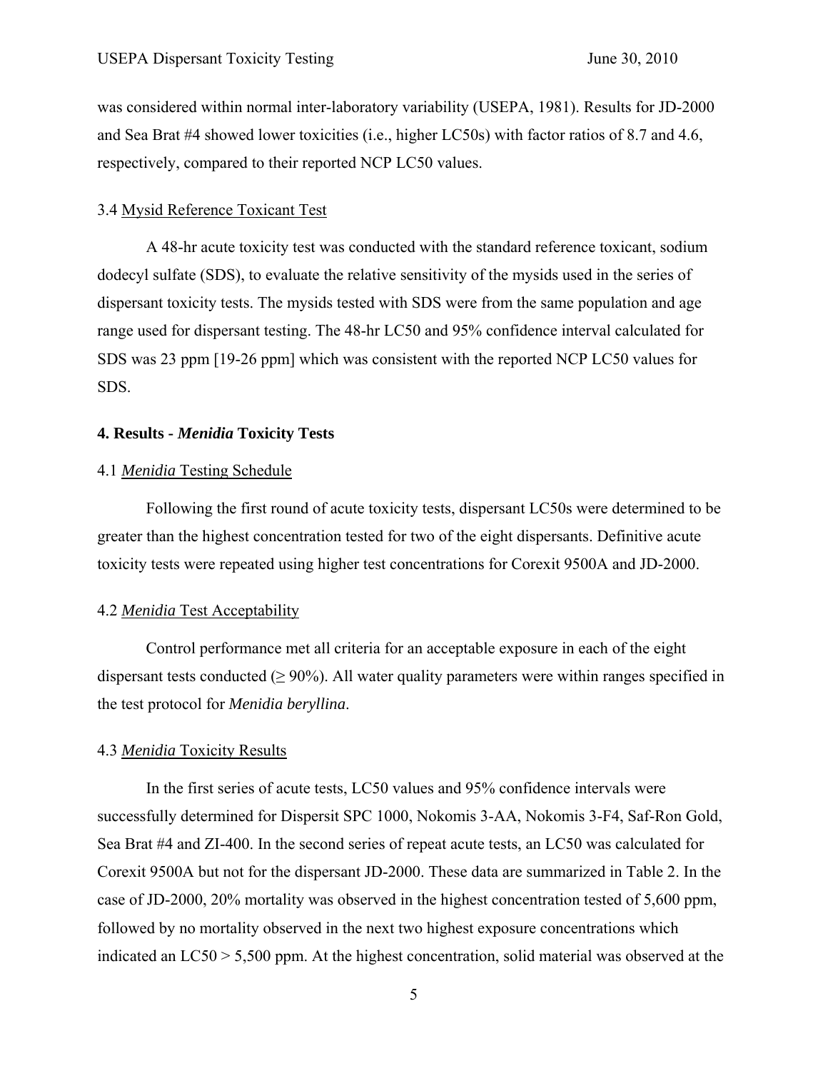was considered within normal inter-laboratory variability (USEPA, 1981). Results for JD-2000 and Sea Brat #4 showed lower toxicities (i.e., higher LC50s) with factor ratios of 8.7 and 4.6, respectively, compared to their reported NCP LC50 values.

### 3.4 Mysid Reference Toxicant Test

A 48-hr acute toxicity test was conducted with the standard reference toxicant, sodium dodecyl sulfate (SDS), to evaluate the relative sensitivity of the mysids used in the series of dispersant toxicity tests. The mysids tested with SDS were from the same population and age range used for dispersant testing. The 48-hr LC50 and 95% confidence interval calculated for SDS was 23 ppm [19-26 ppm] which was consistent with the reported NCP LC50 values for SDS.

## 4. Results - *Menidia* Toxicity Tests

### 4.1 *Menidia* Testing Schedule

Following the first round of acute toxicity tests, dispersant LC50s were determined to be greater than the highest concentration tested for two of the eight dispersants. Definitive acute toxicity tests were repeated using higher test concentrations for Corexit 9500A and JD-2000.

### 4.2 *Menidia* Test Acceptability

Control performance met all criteria for an acceptable exposure in each of the eight dispersant tests conducted (≥ 90%). All water quality parameters were within ranges specified in the test protocol for *Menidia beryllina*.

### 4.3 *Menidia* Toxicity Results

In the first series of acute tests, LC50 values and 95% confidence intervals were successfully determined for Dispersit SPC 1000, Nokomis 3-AA, Nokomis 3-F4, Saf-Ron Gold, Sea Brat #4 and ZI-400. In the second series of repeat acute tests, an LC50 was calculated for Corexit 9500A but not for the dispersant JD-2000. These data are summarized in Table 2. In the case of JD-2000, 20% mortality was observed in the highest concentration tested of 5,600 ppm, followed by no mortality observed in the next two highest exposure concentrations which indicated an LC50 > 5,500 ppm. At the highest concentration, solid material was observed at the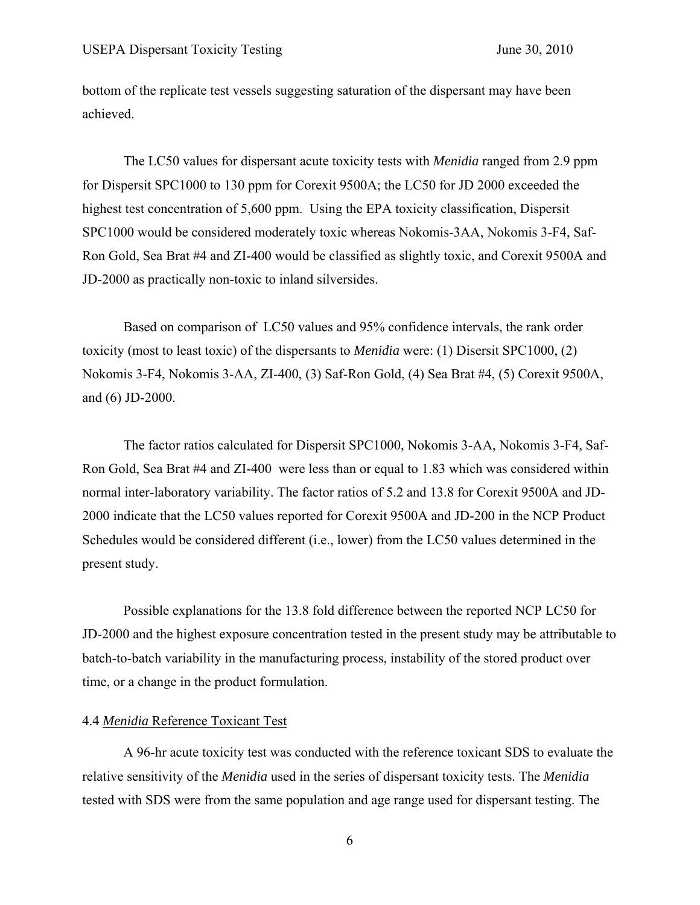bottom of the replicate test vessels suggesting saturation of the dispersant may have been achieved.

The LC50 values for dispersant acute toxicity tests with *Menidia* ranged from 2.9 ppm for Dispersit SPC1000 to 130 ppm for Corexit 9500A; the LC50 for JD 2000 exceeded the highest test concentration of 5,600 ppm. Using the EPA toxicity classification, Dispersit SPC1000 would be considered moderately toxic whereas Nokomis-3AA, Nokomis 3-F4, Saf-Ron Gold, Sea Brat #4 and ZI-400 would be classified as slightly toxic, and Corexit 9500A and JD-2000 as practically non-toxic to inland silversides.

Based on comparison of LC50 values and 95% confidence intervals, the rank order toxicity (most to least toxic) of the dispersants to *Menidia* were: (1) Disersit SPC1000, (2) Nokomis 3-F4, Nokomis 3-AA, ZI-400, (3) Saf-Ron Gold, (4) Sea Brat #4, (5) Corexit 9500A, and (6) JD-2000.

The factor ratios calculated for Dispersit SPC1000, Nokomis 3-AA, Nokomis 3-F4, Saf-Ron Gold, Sea Brat #4 and ZI-400 were less than or equal to 1.83 which was considered within normal inter-laboratory variability. The factor ratios of 5.2 and 13.8 for Corexit 9500A and JD-2000 indicate that the LC50 values reported for Corexit 9500A and JD-200 in the NCP Product Schedules would be considered different (i.e., lower) from the LC50 values determined in the present study.

Possible explanations for the 13.8 fold difference between the reported NCP LC50 for JD-2000 and the highest exposure concentration tested in the present study may be attributable to batch-to-batch variability in the manufacturing process, instability of the stored product over time, or a change in the product formulation.

### 4.4 *Menidia* Reference Toxicant Test

A 96-hr acute toxicity test was conducted with the reference toxicant SDS to evaluate the relative sensitivity of the *Menidia* used in the series of dispersant toxicity tests. The *Menidia* tested with SDS were from the same population and age range used for dispersant testing. The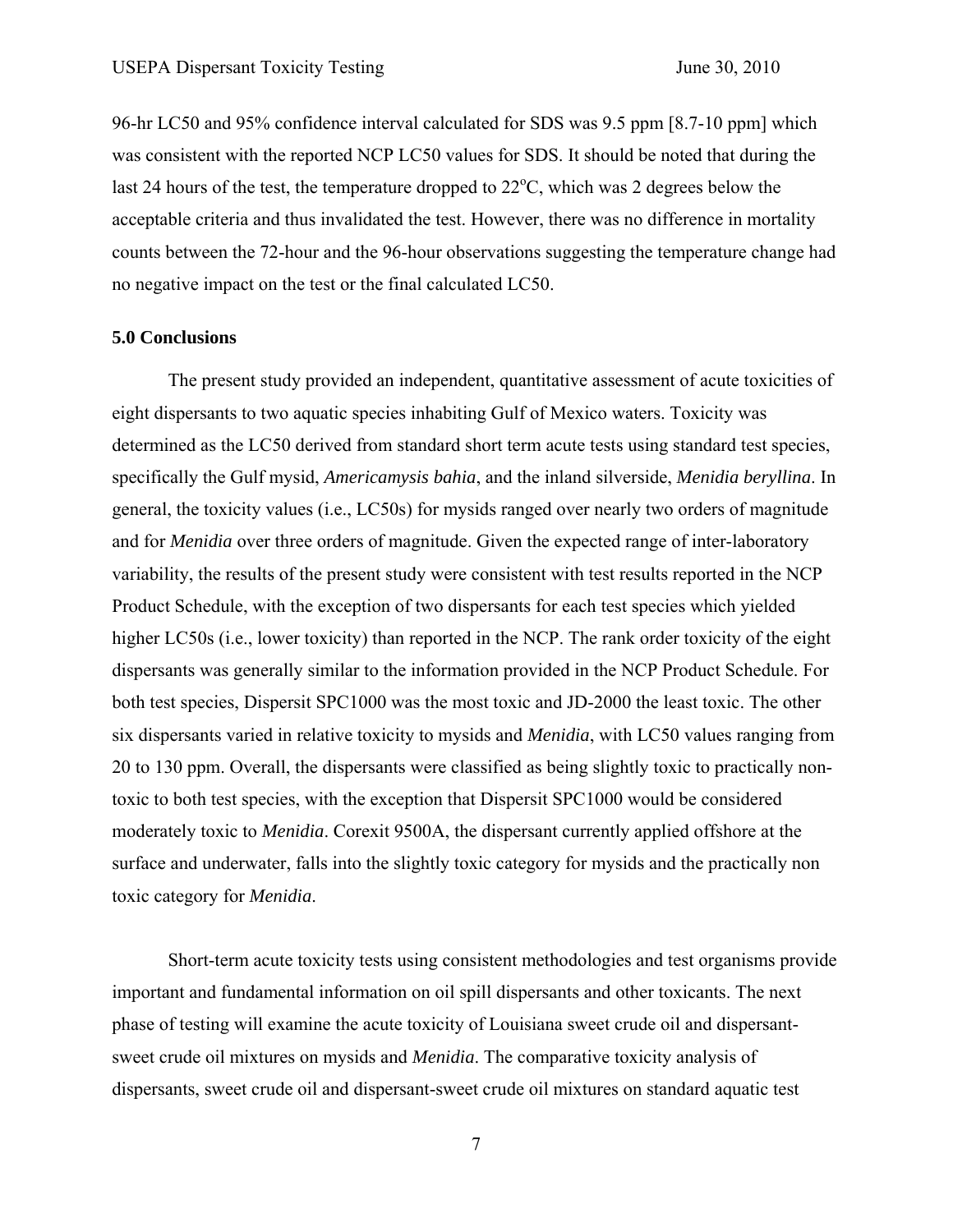96-hr LC50 and 95% confidence interval calculated for SDS was 9.5 ppm [8.7-10 ppm] which was consistent with the reported NCP LC50 values for SDS. It should be noted that during the last 24 hours of the test, the temperature dropped to 22$^{o}$C, which was 2 degrees below the acceptable criteria and thus invalidated the test. However, there was no difference in mortality counts between the 72-hour and the 96-hour observations suggesting the temperature change had no negative impact on the test or the final calculated LC50.

## 5.0 Conclusions

The present study provided an independent, quantitative assessment of acute toxicities of eight dispersants to two aquatic species inhabiting Gulf of Mexico waters. Toxicity was determined as the LC50 derived from standard short term acute tests using standard test species, specifically the Gulf mysid, *Americamysis bahia*, and the inland silverside, *Menidia beryllina*. In general, the toxicity values (i.e., LC50s) for mysids ranged over nearly two orders of magnitude and for *Menidia* over three orders of magnitude. Given the expected range of inter-laboratory variability, the results of the present study were consistent with test results reported in the NCP Product Schedule, with the exception of two dispersants for each test species which yielded higher LC50s (i.e., lower toxicity) than reported in the NCP. The rank order toxicity of the eight dispersants was generally similar to the information provided in the NCP Product Schedule. For both test species, Dispersit SPC1000 was the most toxic and JD-2000 the least toxic. The other six dispersants varied in relative toxicity to mysids and *Menidia*, with LC50 values ranging from 20 to 130 ppm. Overall, the dispersants were classified as being slightly toxic to practically non-toxic to both test species, with the exception that Dispersit SPC1000 would be considered moderately toxic to *Menidia*. Corexit 9500A, the dispersant currently applied offshore at the surface and underwater, falls into the slightly toxic category for mysids and the practically non toxic category for *Menidia*.

Short-term acute toxicity tests using consistent methodologies and test organisms provide important and fundamental information on oil spill dispersants and other toxicants. The next phase of testing will examine the acute toxicity of Louisiana sweet crude oil and dispersant-sweet crude oil mixtures on mysids and *Menidia*. The comparative toxicity analysis of dispersants, sweet crude oil and dispersant-sweet crude oil mixtures on standard aquatic test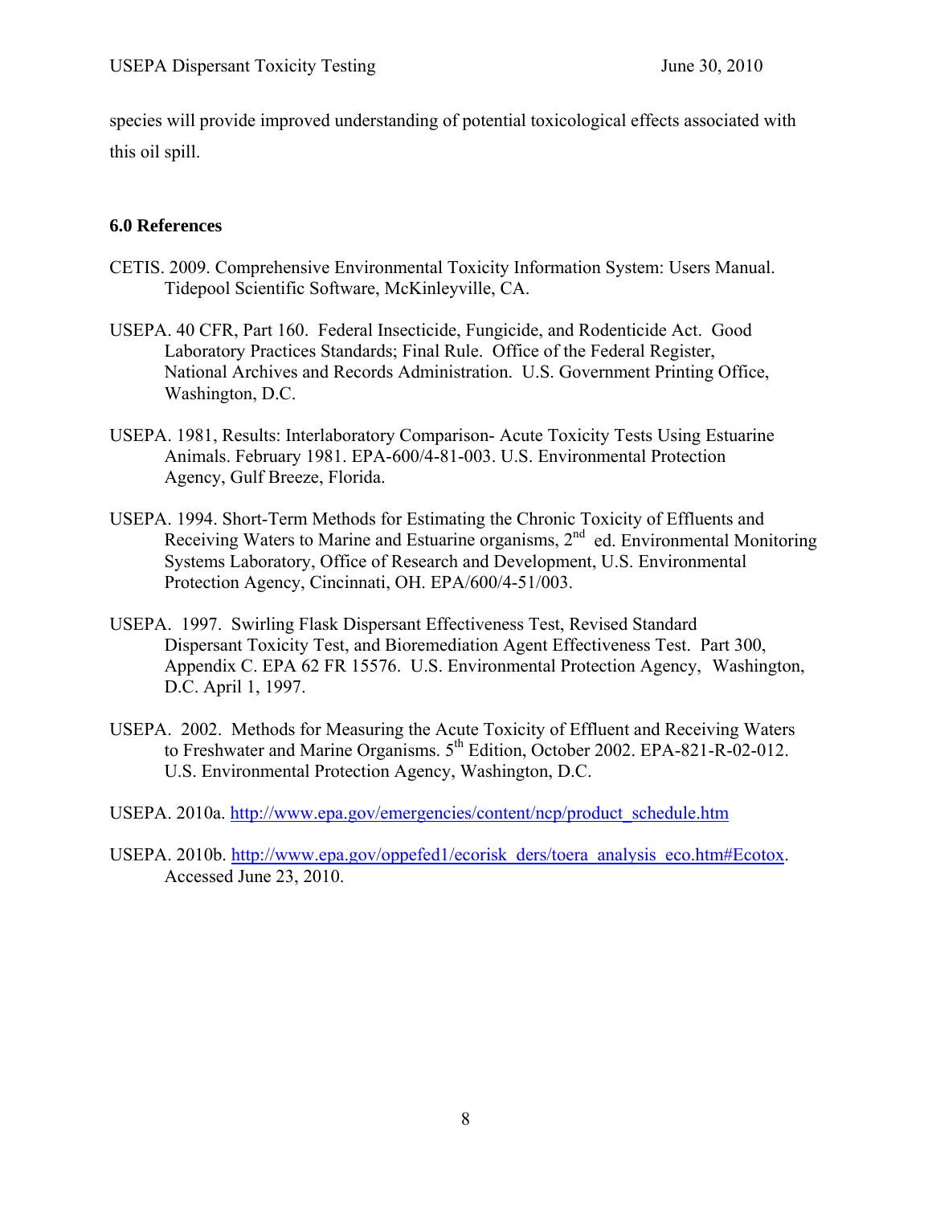species will provide improved understanding of potential toxicological effects associated with this oil spill.

### 6.0 References

CETIS. 2009. Comprehensive Environmental Toxicity Information System: Users Manual. Tidepool Scientific Software, McKinleyville, CA.

USEPA. 40 CFR, Part 160. Federal Insecticide, Fungicide, and Rodenticide Act. Good Laboratory Practices Standards; Final Rule. Office of the Federal Register, National Archives and Records Administration. U.S. Government Printing Office, Washington, D.C.

USEPA. 1981, Results: Interlaboratory Comparison- Acute Toxicity Tests Using Estuarine Animals. February 1981. EPA-600/4-81-003. U.S. Environmental Protection Agency, Gulf Breeze, Florida.

USEPA. 1994. Short-Term Methods for Estimating the Chronic Toxicity of Effluents and Receiving Waters to Marine and Estuarine organisms, 2nd ed. Environmental Monitoring Systems Laboratory, Office of Research and Development, U.S. Environmental Protection Agency, Cincinnati, OH. EPA/600/4-51/003.

USEPA. 1997. Swirling Flask Dispersant Effectiveness Test, Revised Standard Dispersant Toxicity Test, and Bioremediation Agent Effectiveness Test. Part 300, Appendix C. EPA 62 FR 15576. U.S. Environmental Protection Agency, Washington, D.C. April 1, 1997.

USEPA. 2002. Methods for Measuring the Acute Toxicity of Effluent and Receiving Waters to Freshwater and Marine Organisms. 5th Edition, October 2002. EPA-821-R-02-012. U.S. Environmental Protection Agency, Washington, D.C.

USEPA. 2010a. http://www.epa.gov/emergencies/content/ncp/product_schedule.htm

USEPA. 2010b. http://www.epa.gov/oppefed1/ecorisk_ders/toera_analysis_eco.htm#Ecotox. Accessed June 23, 2010.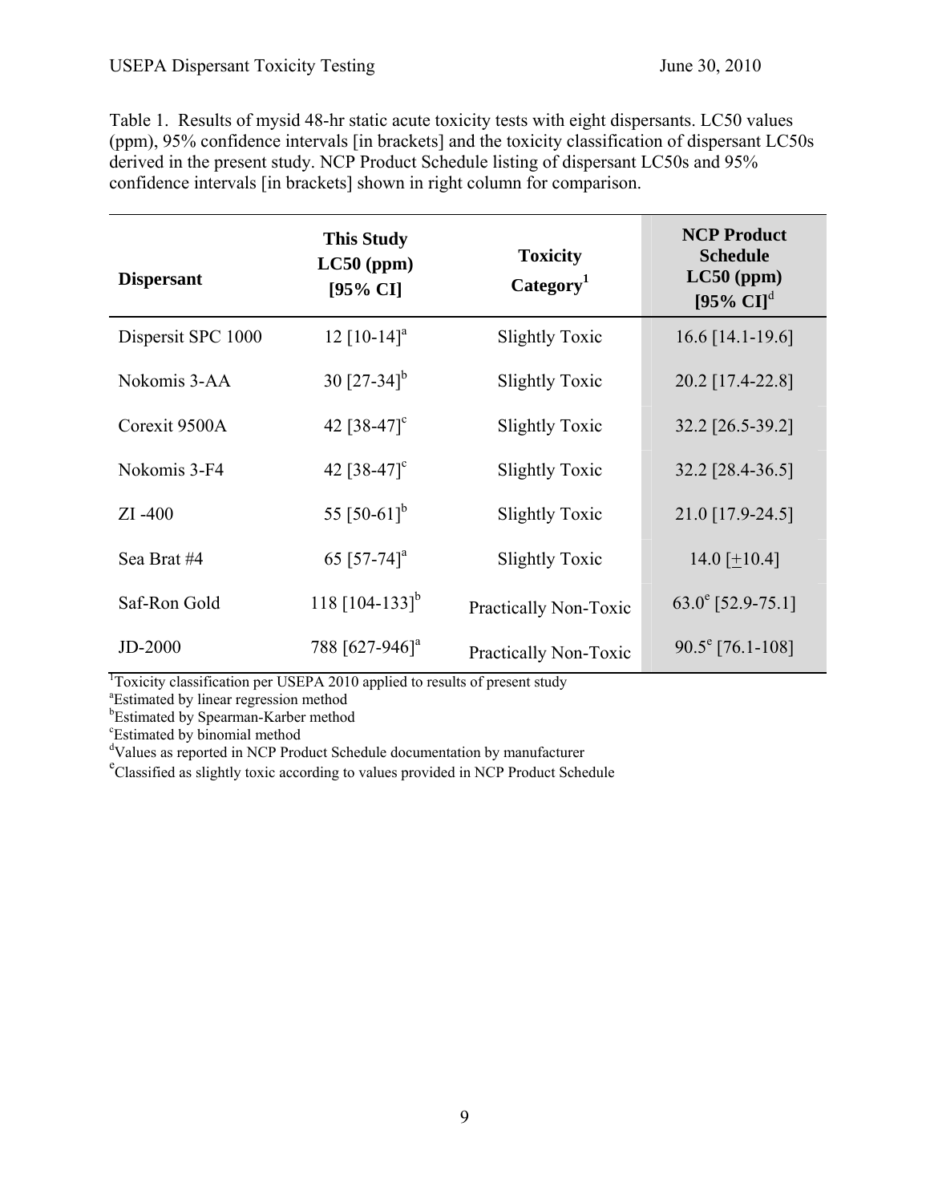Table 1. Results of mysid 48-hr static acute toxicity tests with eight dispersants. LC50 values (ppm), 95% confidence intervals [in brackets] and the toxicity classification of dispersant LC50s derived in the present study. NCP Product Schedule listing of dispersant LC50s and 95% confidence intervals [in brackets] shown in right column for comparison.

| Dispersant | This Study LC50 (ppm) [95% CI] | Toxicity Category[1] | NCP Product Schedule LC50 (ppm) [95% CI][d] |
|---|---|---|---|
| Dispersit SPC 1000 | 12 [10-14][a] | Slightly Toxic | 16.6 [14.1-19.6] |
| Nokomis 3-AA | 30 [27-34][b] | Slightly Toxic | 20.2 [17.4-22.8] |
| Corexit 9500A | 42 [38-47][c] | Slightly Toxic | 32.2 [26.5-39.2] |
| Nokomis 3-F4 | 42 [38-47][c] | Slightly Toxic | 32.2 [28.4-36.5] |
| ZI -400 | 55 [50-61][b] | Slightly Toxic | 21.0 [17.9-24.5] |
| Sea Brat #4 | 65 [57-74][a] | Slightly Toxic | 14.0 [$\pm$10.4] |
| Saf-Ron Gold | 118 [104-133][b] | Practically Non-Toxic | 63.0[e] [52.9-75.1] |
| JD-2000 | 788 [627-946][a] | Practically Non-Toxic | 90.5[e] [76.1-108] |

[1]Toxicity classification per USEPA 2010 applied to results of present study
[a]Estimated by linear regression method
[b]Estimated by Spearman-Karber method
[c]Estimated by binomial method
[d]Values as reported in NCP Product Schedule documentation by manufacturer
[e]Classified as slightly toxic according to values provided in NCP Product Schedule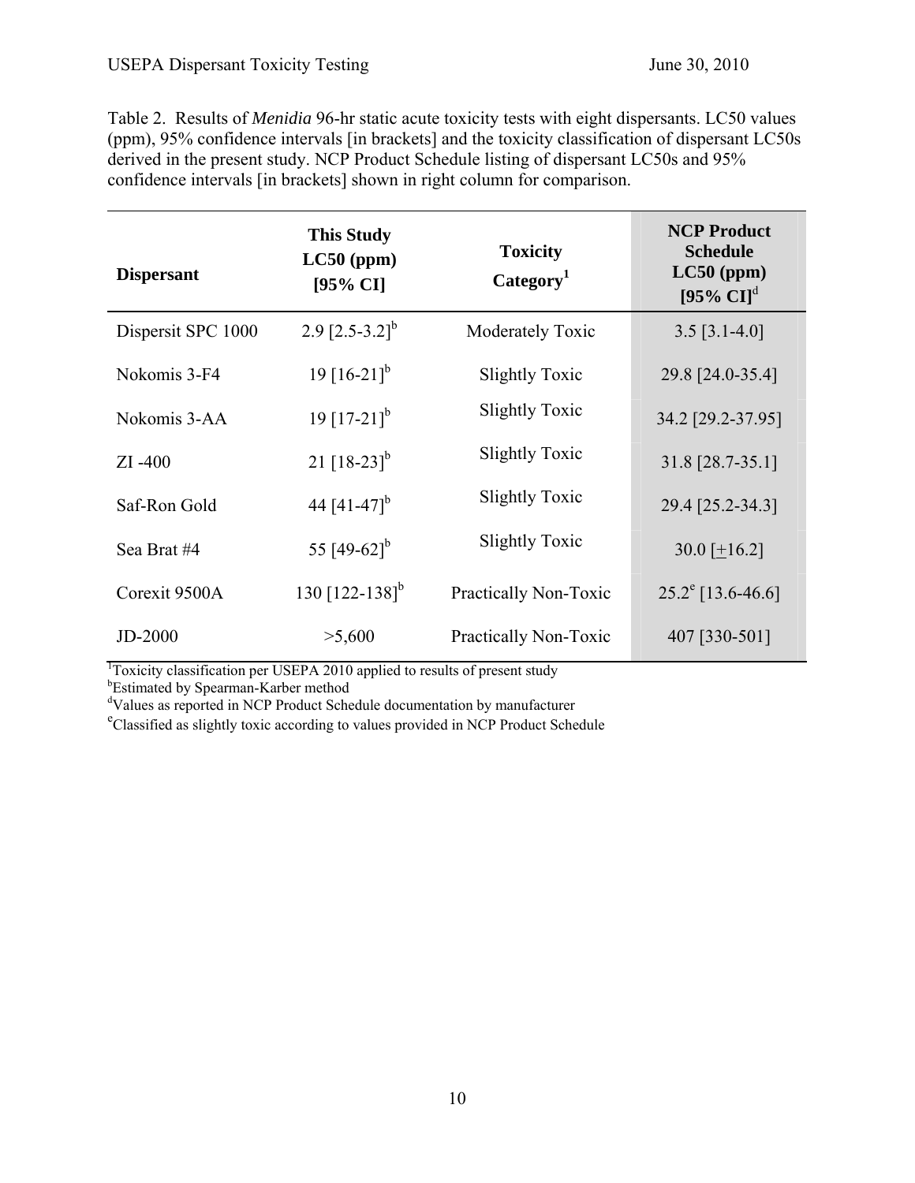Table 2. Results of *Menidia* 96-hr static acute toxicity tests with eight dispersants. LC50 values (ppm), 95% confidence intervals [in brackets] and the toxicity classification of dispersant LC50s derived in the present study. NCP Product Schedule listing of dispersant LC50s and 95% confidence intervals [in brackets] shown in right column for comparison.

| Dispersant | This Study LC50 (ppm) [95% CI] | Toxicity Category[1] | NCP Product Schedule LC50 (ppm) [95% CI][d] |
|---|---|---|---|
| Dispersit SPC 1000 | 2.9 [2.5-3.2][b] | Moderately Toxic | 3.5 [3.1-4.0] |
| Nokomis 3-F4 | 19 [16-21][b] | Slightly Toxic | 29.8 [24.0-35.4] |
| Nokomis 3-AA | 19 [17-21][b] | Slightly Toxic | 34.2 [29.2-37.95] |
| ZI -400 | 21 [18-23][b] | Slightly Toxic | 31.8 [28.7-35.1] |
| Saf-Ron Gold | 44 [41-47][b] | Slightly Toxic | 29.4 [25.2-34.3] |
| Sea Brat #4 | 55 [49-62][b] | Slightly Toxic | 30.0 [±16.2] |
| Corexit 9500A | 130 [122-138][b] | Practically Non-Toxic | 25.2[e] [13.6-46.6] |
| JD-2000 | >5,600 | Practically Non-Toxic | 407 [330-501] |

[1]Toxicity classification per USEPA 2010 applied to results of present study
[b]Estimated by Spearman-Karber method
[d]Values as reported in NCP Product Schedule documentation by manufacturer
[e]Classified as slightly toxic according to values provided in NCP Product Schedule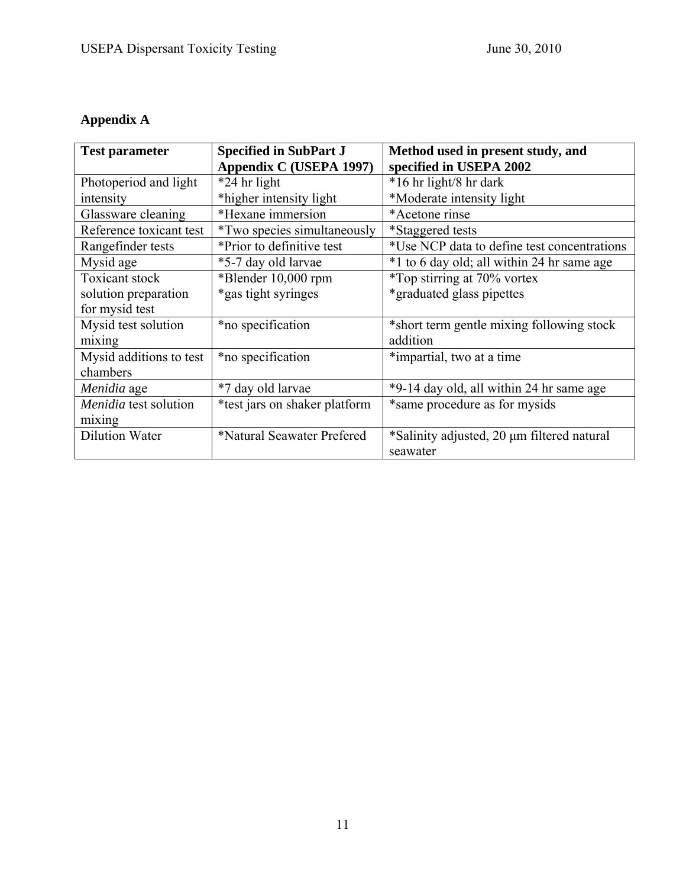**Appendix A**

| Test parameter | Specified in SubPart J Appendix C (USEPA 1997) | Method used in present study, and specified in USEPA 2002 |
|---|---|---|
| Photoperiod and light intensity | *24 hr light<br>*higher intensity light | *16 hr light/8 hr dark<br>*Moderate intensity light |
| Glassware cleaning | *Hexane immersion | *Acetone rinse |
| Reference toxicant test | *Two species simultaneously | *Staggered tests |
| Rangefinder tests | *Prior to definitive test | *Use NCP data to define test concentrations |
| Mysid age | *5-7 day old larvae | *1 to 6 day old; all within 24 hr same age |
| Toxicant stock solution preparation for mysid test | *Blender 10,000 rpm<br>*gas tight syringes | *Top stirring at 70% vortex<br>*graduated glass pipettes |
| Mysid test solution mixing | *no specification | *short term gentle mixing following stock addition |
| Mysid additions to test chambers | *no specification | *impartial, two at a time |
| *Menidia* age | *7 day old larvae | *9-14 day old, all within 24 hr same age |
| *Menidia* test solution mixing | *test jars on shaker platform | *same procedure as for mysids |
| Dilution Water | *Natural Seawater Prefered | *Salinity adjusted, 20 μm filtered natural seawater |